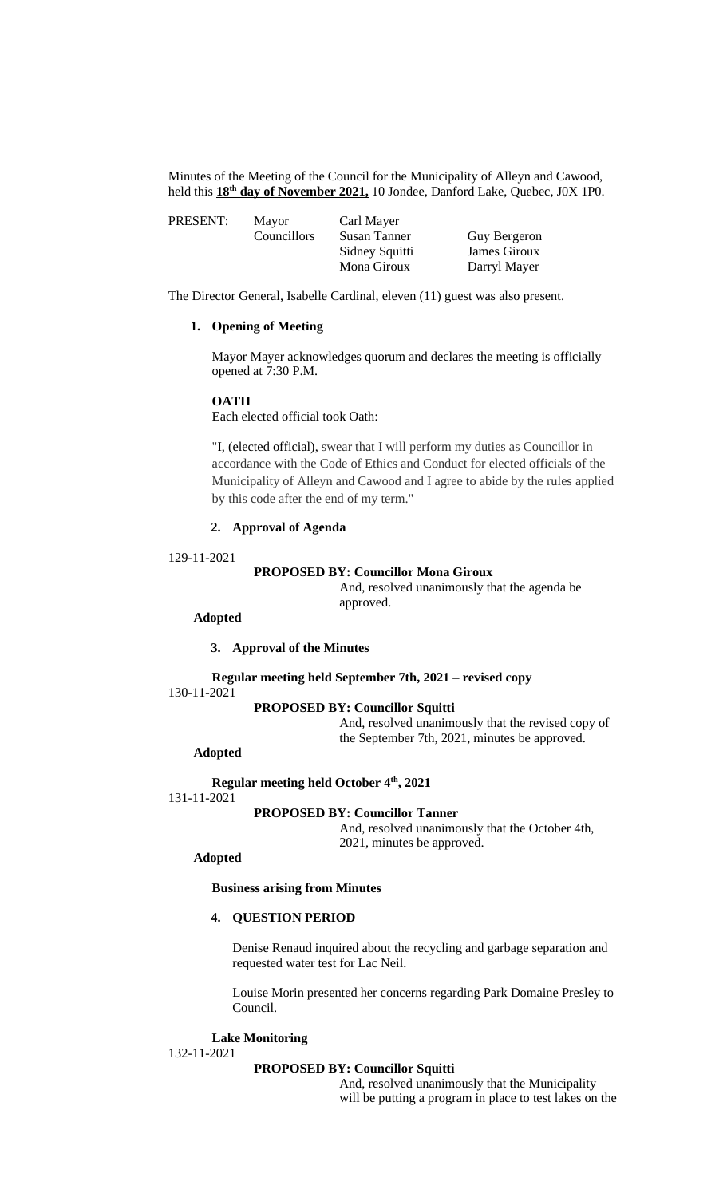Minutes of the Meeting of the Council for the Municipality of Alleyn and Cawood, held this **18th day of November 2021,** 10 Jondee, Danford Lake, Quebec, J0X 1P0.

| PRESENT: | Mayor | Carl Mayer | |
|---|---|---|---|
| | Councillors | Susan Tanner | Guy Bergeron |
| | | Sidney Squitti | James Giroux |
| | | Mona Giroux | Darryl Mayer |

The Director General, Isabelle Cardinal, eleven (11) guest was also present.

**1. Opening of Meeting**

Mayor Mayer acknowledges quorum and declares the meeting is officially opened at 7:30 P.M.

**OATH**

Each elected official took Oath:

"I, (elected official), swear that I will perform my duties as Councillor in accordance with the Code of Ethics and Conduct for elected officials of the Municipality of Alleyn and Cawood and I agree to abide by the rules applied by this code after the end of my term."

**2. Approval of Agenda**

129-11-2021

**PROPOSED BY: Councillor Mona Giroux**

And, resolved unanimously that the agenda be approved.

**Adopted**

**3. Approval of the Minutes**

**Regular meeting held September 7th, 2021 – revised copy**

130-11-2021

**PROPOSED BY: Councillor Squitti**

And, resolved unanimously that the revised copy of the September 7th, 2021, minutes be approved.

**Adopted**

**Regular meeting held October 4th, 2021**

131-11-2021

**PROPOSED BY: Councillor Tanner**

And, resolved unanimously that the October 4th, 2021, minutes be approved.

**Adopted**

**Business arising from Minutes**

**4. QUESTION PERIOD**

Denise Renaud inquired about the recycling and garbage separation and requested water test for Lac Neil.

Louise Morin presented her concerns regarding Park Domaine Presley to Council.

**Lake Monitoring**

132-11-2021

**PROPOSED BY: Councillor Squitti**

And, resolved unanimously that the Municipality will be putting a program in place to test lakes on the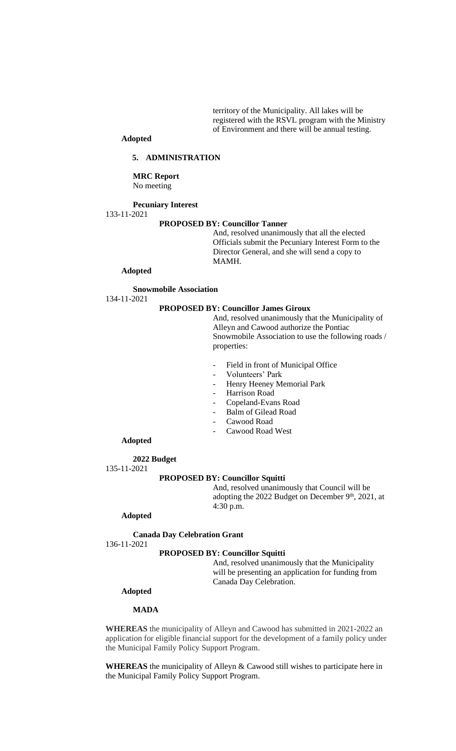territory of the Municipality. All lakes will be registered with the RSVL program with the Ministry of Environment and there will be annual testing.

**Adopted**

## 5. ADMINISTRATION

**MRC Report**
No meeting

**Pecuniary Interest**

133-11-2021

**PROPOSED BY: Councillor Tanner**

And, resolved unanimously that all the elected Officials submit the Pecuniary Interest Form to the Director General, and she will send a copy to MAMH.

**Adopted**

**Snowmobile Association**

134-11-2021

**PROPOSED BY: Councillor James Giroux**

And, resolved unanimously that the Municipality of Alleyn and Cawood authorize the Pontiac Snowmobile Association to use the following roads / properties:

- Field in front of Municipal Office
- Volunteers' Park
- Henry Heeney Memorial Park
- Harrison Road
- Copeland-Evans Road
- Balm of Gilead Road
- Cawood Road
- Cawood Road West

**Adopted**

**2022 Budget**

135-11-2021

**PROPOSED BY: Councillor Squitti**

And, resolved unanimously that Council will be adopting the 2022 Budget on December 9th, 2021, at 4:30 p.m.

**Adopted**

**Canada Day Celebration Grant**

136-11-2021

**PROPOSED BY: Councillor Squitti**

And, resolved unanimously that the Municipality will be presenting an application for funding from Canada Day Celebration.

**Adopted**

**MADA**

**WHEREAS** the municipality of Alleyn and Cawood has submitted in 2021-2022 an application for eligible financial support for the development of a family policy under the Municipal Family Policy Support Program.

**WHEREAS** the municipality of Alleyn & Cawood still wishes to participate here in the Municipal Family Policy Support Program.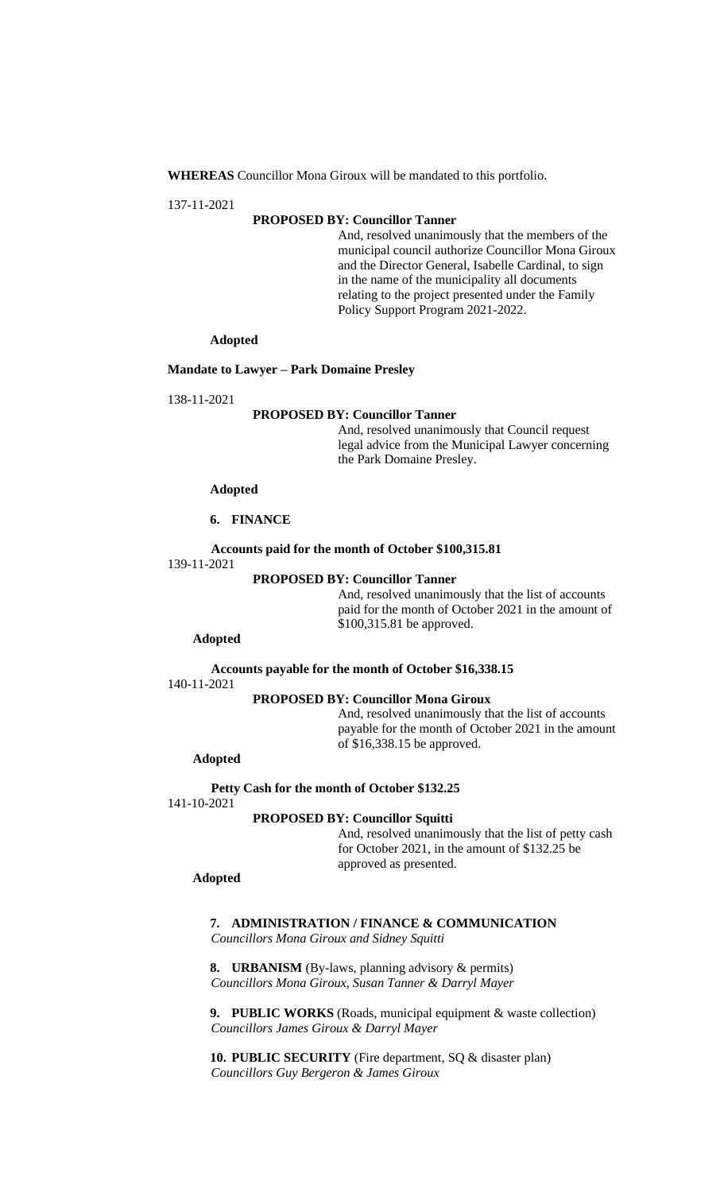**WHEREAS** Councillor Mona Giroux will be mandated to this portfolio.

137-11-2021

**PROPOSED BY: Councillor Tanner**

And, resolved unanimously that the members of the municipal council authorize Councillor Mona Giroux and the Director General, Isabelle Cardinal, to sign in the name of the municipality all documents relating to the project presented under the Family Policy Support Program 2021-2022.

**Adopted**

**Mandate to Lawyer – Park Domaine Presley**

138-11-2021

**PROPOSED BY: Councillor Tanner**

And, resolved unanimously that Council request legal advice from the Municipal Lawyer concerning the Park Domaine Presley.

**Adopted**

## 6. FINANCE

**Accounts paid for the month of October $100,315.81**

139-11-2021

**PROPOSED BY: Councillor Tanner**

And, resolved unanimously that the list of accounts paid for the month of October 2021 in the amount of $100,315.81 be approved.

**Adopted**

**Accounts payable for the month of October $16,338.15**

140-11-2021

**PROPOSED BY: Councillor Mona Giroux**

And, resolved unanimously that the list of accounts payable for the month of October 2021 in the amount of $16,338.15 be approved.

**Adopted**

**Petty Cash for the month of October $132.25**

141-10-2021

**PROPOSED BY: Councillor Squitti**

And, resolved unanimously that the list of petty cash for October 2021, in the amount of $132.25 be approved as presented.

**Adopted**

## 7. ADMINISTRATION / FINANCE & COMMUNICATION

*Councillors Mona Giroux and Sidney Squitti*

## 8. URBANISM (By-laws, planning advisory & permits)

*Councillors Mona Giroux, Susan Tanner & Darryl Mayer*

## 9. PUBLIC WORKS (Roads, municipal equipment & waste collection)

*Councillors James Giroux & Darryl Mayer*

## 10. PUBLIC SECURITY (Fire department, SQ & disaster plan)

*Councillors Guy Bergeron & James Giroux*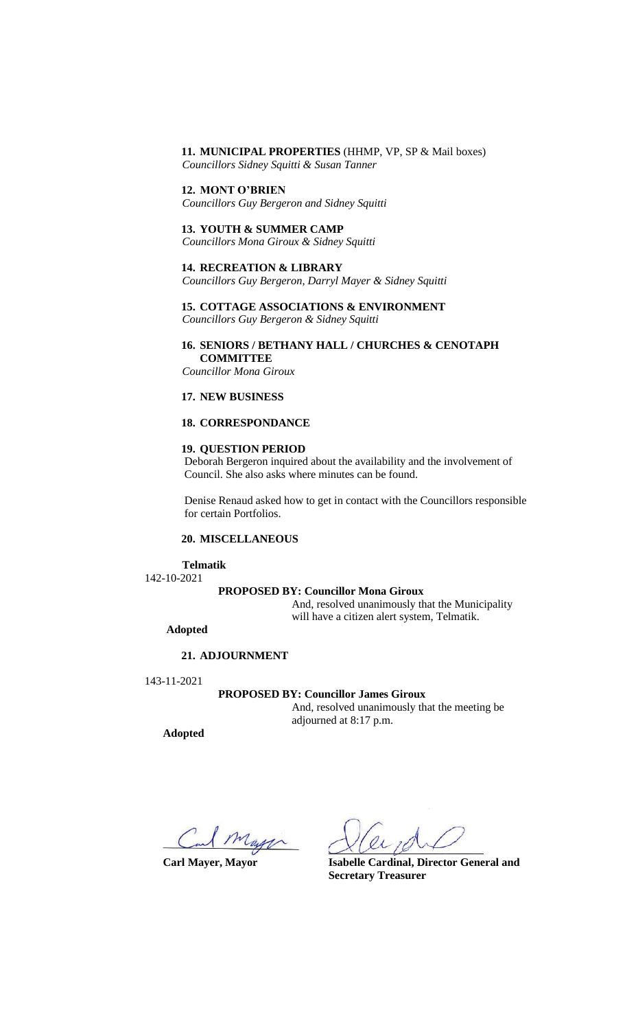**11. MUNICIPAL PROPERTIES** (HHMP, VP, SP & Mail boxes)
*Councillors Sidney Squitti & Susan Tanner*

**12. MONT O'BRIEN**
*Councillors Guy Bergeron and Sidney Squitti*

**13. YOUTH & SUMMER CAMP**
*Councillors Mona Giroux & Sidney Squitti*

**14. RECREATION & LIBRARY**
*Councillors Guy Bergeron, Darryl Mayer & Sidney Squitti*

**15. COTTAGE ASSOCIATIONS & ENVIRONMENT**
*Councillors Guy Bergeron & Sidney Squitti*

**16. SENIORS / BETHANY HALL / CHURCHES & CENOTAPH COMMITTEE**
*Councillor Mona Giroux*

**17. NEW BUSINESS**

**18. CORRESPONDANCE**

**19. QUESTION PERIOD**

Deborah Bergeron inquired about the availability and the involvement of Council. She also asks where minutes can be found.

Denise Renaud asked how to get in contact with the Councillors responsible for certain Portfolios.

**20. MISCELLANEOUS**

**Telmatik**

142-10-2021

**PROPOSED BY: Councillor Mona Giroux**

And, resolved unanimously that the Municipality will have a citizen alert system, Telmatik.

**Adopted**

**21. ADJOURNMENT**

143-11-2021

**PROPOSED BY: Councillor James Giroux**

And, resolved unanimously that the meeting be adjourned at 8:17 p.m.

**Adopted**

**Carl Mayer, Mayor**

**Isabelle Cardinal, Director General and Secretary Treasurer**